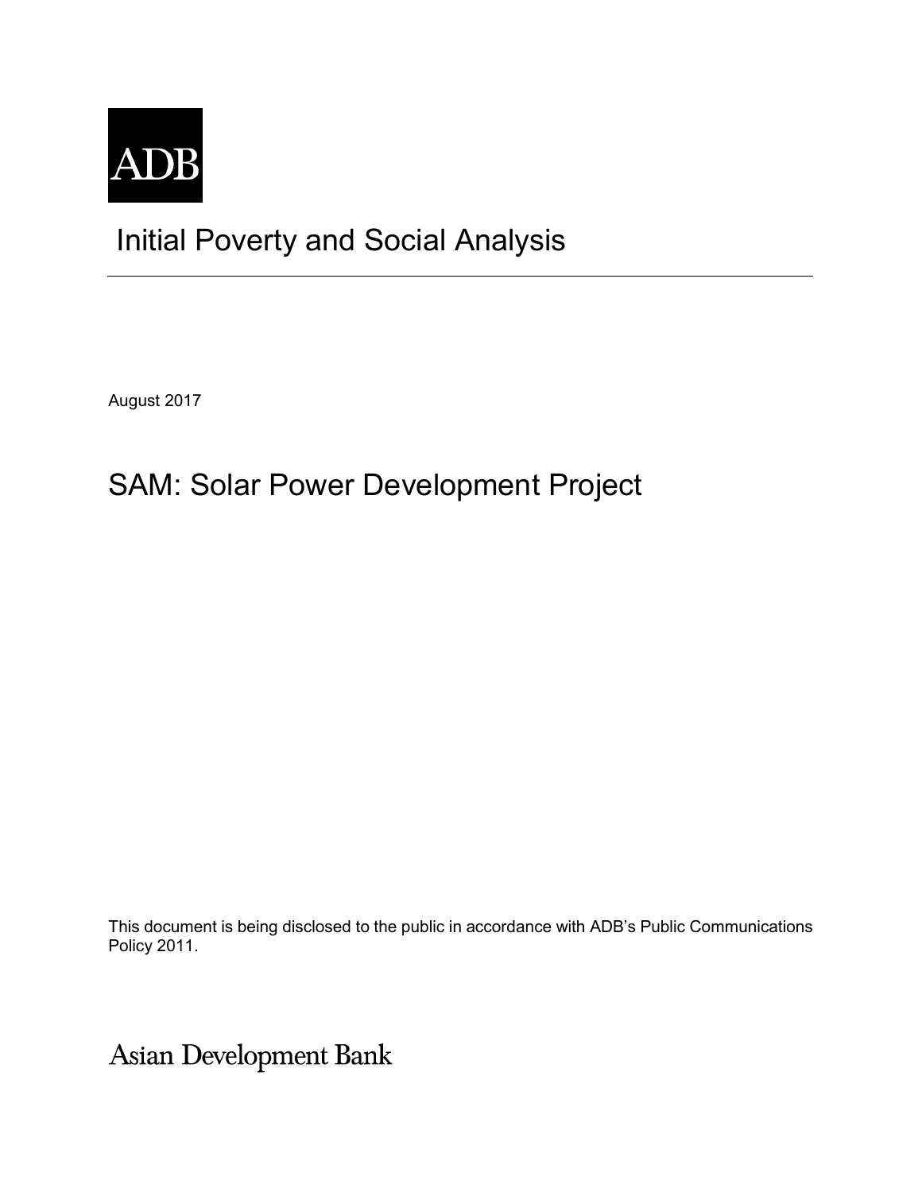ADB

# Initial Poverty and Social Analysis

August 2017

## SAM: Solar Power Development Project

This document is being disclosed to the public in accordance with ADB's Public Communications Policy 2011.

Asian Development Bank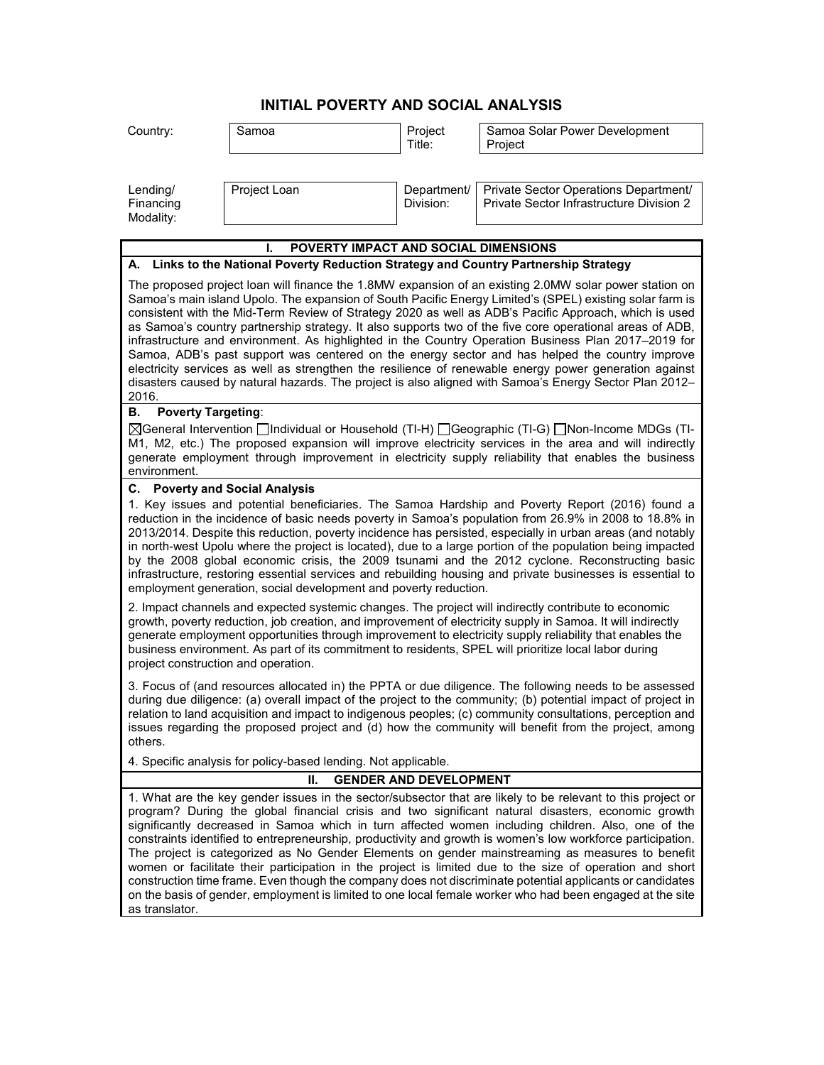# INITIAL POVERTY AND SOCIAL ANALYSIS

| Country: | Samoa | Project Title: | Samoa Solar Power Development Project |
|---|---|---|---|
| Lending/ Financing Modality: | Project Loan | Department/ Division: | Private Sector Operations Department/ Private Sector Infrastructure Division 2 |

## I. POVERTY IMPACT AND SOCIAL DIMENSIONS

### A. Links to the National Poverty Reduction Strategy and Country Partnership Strategy

The proposed project loan will finance the 1.8MW expansion of an existing 2.0MW solar power station on Samoa's main island Upolo. The expansion of South Pacific Energy Limited's (SPEL) existing solar farm is consistent with the Mid-Term Review of Strategy 2020 as well as ADB's Pacific Approach, which is used as Samoa's country partnership strategy. It also supports two of the five core operational areas of ADB, infrastructure and environment. As highlighted in the Country Operation Business Plan 2017–2019 for Samoa, ADB's past support was centered on the energy sector and has helped the country improve electricity services as well as strengthen the resilience of renewable energy power generation against disasters caused by natural hazards. The project is also aligned with Samoa's Energy Sector Plan 2012–2016.

### B. Poverty Targeting:

☒General Intervention ☐Individual or Household (TI-H) ☐Geographic (TI-G) ☐Non-Income MDGs (TI-M1, M2, etc.) The proposed expansion will improve electricity services in the area and will indirectly generate employment through improvement in electricity supply reliability that enables the business environment.

### C. Poverty and Social Analysis

1. Key issues and potential beneficiaries. The Samoa Hardship and Poverty Report (2016) found a reduction in the incidence of basic needs poverty in Samoa's population from 26.9% in 2008 to 18.8% in 2013/2014. Despite this reduction, poverty incidence has persisted, especially in urban areas (and notably in north-west Upolu where the project is located), due to a large portion of the population being impacted by the 2008 global economic crisis, the 2009 tsunami and the 2012 cyclone. Reconstructing basic infrastructure, restoring essential services and rebuilding housing and private businesses is essential to employment generation, social development and poverty reduction.

2. Impact channels and expected systemic changes. The project will indirectly contribute to economic growth, poverty reduction, job creation, and improvement of electricity supply in Samoa. It will indirectly generate employment opportunities through improvement to electricity supply reliability that enables the business environment. As part of its commitment to residents, SPEL will prioritize local labor during project construction and operation.

3. Focus of (and resources allocated in) the PPTA or due diligence. The following needs to be assessed during due diligence: (a) overall impact of the project to the community; (b) potential impact of project in relation to land acquisition and impact to indigenous peoples; (c) community consultations, perception and issues regarding the proposed project and (d) how the community will benefit from the project, among others.

4. Specific analysis for policy-based lending. Not applicable.

## II. GENDER AND DEVELOPMENT

1. What are the key gender issues in the sector/subsector that are likely to be relevant to this project or program? During the global financial crisis and two significant natural disasters, economic growth significantly decreased in Samoa which in turn affected women including children. Also, one of the constraints identified to entrepreneurship, productivity and growth is women's low workforce participation. The project is categorized as No Gender Elements on gender mainstreaming as measures to benefit women or facilitate their participation in the project is limited due to the size of operation and short construction time frame. Even though the company does not discriminate potential applicants or candidates on the basis of gender, employment is limited to one local female worker who had been engaged at the site as translator.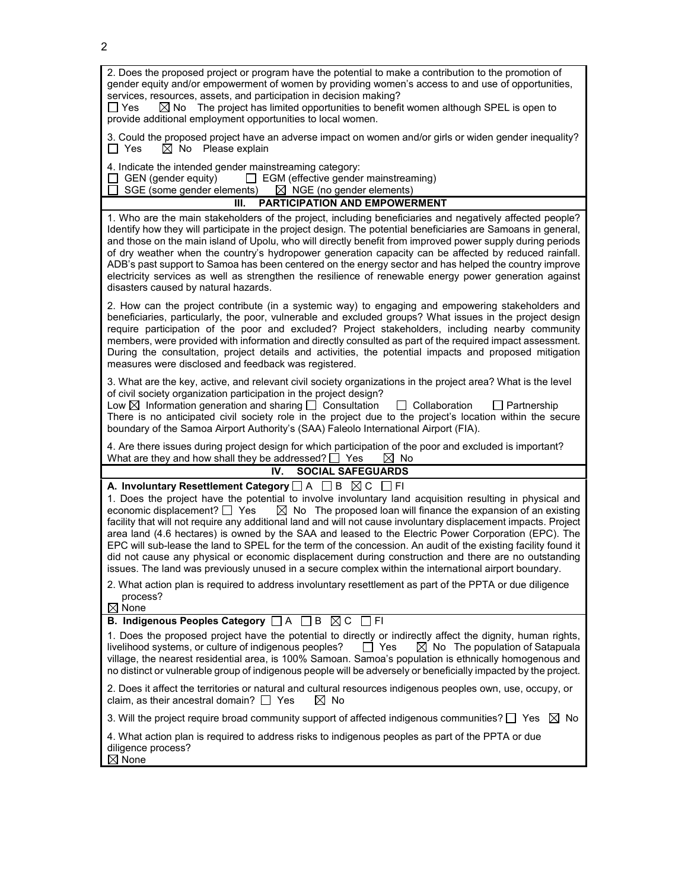2. Does the proposed project or program have the potential to make a contribution to the promotion of gender equity and/or empowerment of women by providing women's access to and use of opportunities, services, resources, assets, and participation in decision making?
☐ Yes ☒ No The project has limited opportunities to benefit women although SPEL is open to provide additional employment opportunities to local women.

3. Could the proposed project have an adverse impact on women and/or girls or widen gender inequality?
☐ Yes ☒ No Please explain

4. Indicate the intended gender mainstreaming category:
☐ GEN (gender equity) ☐ EGM (effective gender mainstreaming)
☐ SGE (some gender elements) ☒ NGE (no gender elements)

## III. PARTICIPATION AND EMPOWERMENT

1. Who are the main stakeholders of the project, including beneficiaries and negatively affected people? Identify how they will participate in the project design. The potential beneficiaries are Samoans in general, and those on the main island of Upolu, who will directly benefit from improved power supply during periods of dry weather when the country's hydropower generation capacity can be affected by reduced rainfall. ADB's past support to Samoa has been centered on the energy sector and has helped the country improve electricity services as well as strengthen the resilience of renewable energy power generation against disasters caused by natural hazards.

2. How can the project contribute (in a systemic way) to engaging and empowering stakeholders and beneficiaries, particularly, the poor, vulnerable and excluded groups? What issues in the project design require participation of the poor and excluded? Project stakeholders, including nearby community members, were provided with information and directly consulted as part of the required impact assessment. During the consultation, project details and activities, the potential impacts and proposed mitigation measures were disclosed and feedback was registered.

3. What are the key, active, and relevant civil society organizations in the project area? What is the level of civil society organization participation in the project design?
Low ☒ Information generation and sharing ☐ Consultation ☐ Collaboration ☐ Partnership
There is no anticipated civil society role in the project due to the project's location within the secure boundary of the Samoa Airport Authority's (SAA) Faleolo International Airport (FIA).

4. Are there issues during project design for which participation of the poor and excluded is important? What are they and how shall they be addressed? ☐ Yes ☒ No

## IV. SOCIAL SAFEGUARDS

**A. Involuntary Resettlement Category** ☐ A ☐ B ☒ C ☐ FI

1. Does the project have the potential to involve involuntary land acquisition resulting in physical and economic displacement? ☐ Yes ☒ No The proposed loan will finance the expansion of an existing facility that will not require any additional land and will not cause involuntary displacement impacts. Project area land (4.6 hectares) is owned by the SAA and leased to the Electric Power Corporation (EPC). The EPC will sub-lease the land to SPEL for the term of the concession. An audit of the existing facility found it did not cause any physical or economic displacement during construction and there are no outstanding issues. The land was previously unused in a secure complex within the international airport boundary.

2. What action plan is required to address involuntary resettlement as part of the PPTA or due diligence process?
☒ None

**B. Indigenous Peoples Category** ☐ A ☐ B ☒ C ☐ FI

1. Does the proposed project have the potential to directly or indirectly affect the dignity, human rights, livelihood systems, or culture of indigenous peoples? ☐ Yes ☒ No The population of Satapuala village, the nearest residential area, is 100% Samoan. Samoa's population is ethnically homogenous and no distinct or vulnerable group of indigenous people will be adversely or beneficially impacted by the project.

2. Does it affect the territories or natural and cultural resources indigenous peoples own, use, occupy, or claim, as their ancestral domain? ☐ Yes ☒ No

3. Will the project require broad community support of affected indigenous communities? ☐ Yes ☒ No

4. What action plan is required to address risks to indigenous peoples as part of the PPTA or due diligence process?
☒ None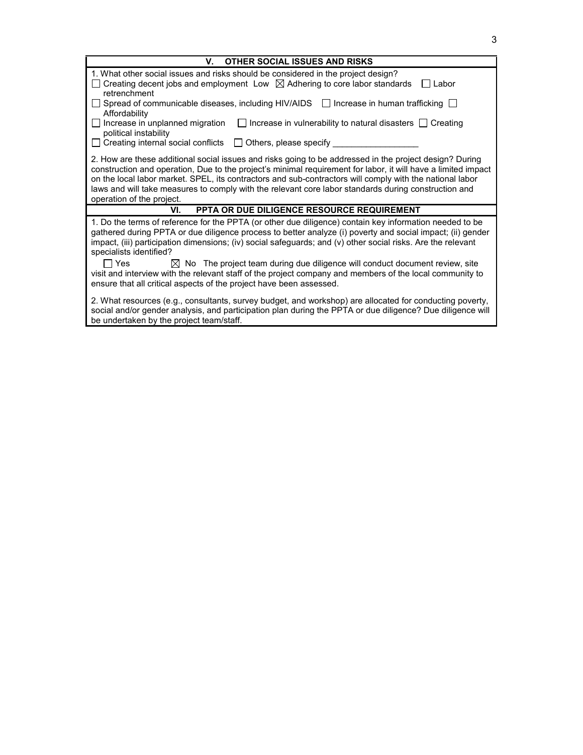## V. OTHER SOCIAL ISSUES AND RISKS

1. What other social issues and risks should be considered in the project design?

☐ Creating decent jobs and employment Low ☒ Adhering to core labor standards ☐ Labor retrenchment
☐ Spread of communicable diseases, including HIV/AIDS ☐ Increase in human trafficking ☐ Affordability
☐ Increase in unplanned migration ☐ Increase in vulnerability to natural disasters ☐ Creating political instability
☐ Creating internal social conflicts ☐ Others, please specify ___________________

2. How are these additional social issues and risks going to be addressed in the project design? During construction and operation, Due to the project's minimal requirement for labor, it will have a limited impact on the local labor market. SPEL, its contractors and sub-contractors will comply with the national labor laws and will take measures to comply with the relevant core labor standards during construction and operation of the project.

## VI. PPTA OR DUE DILIGENCE RESOURCE REQUIREMENT

1. Do the terms of reference for the PPTA (or other due diligence) contain key information needed to be gathered during PPTA or due diligence process to better analyze (i) poverty and social impact; (ii) gender impact, (iii) participation dimensions; (iv) social safeguards; and (v) other social risks. Are the relevant specialists identified?

☐ Yes ☒ No The project team during due diligence will conduct document review, site visit and interview with the relevant staff of the project company and members of the local community to ensure that all critical aspects of the project have been assessed.

2. What resources (e.g., consultants, survey budget, and workshop) are allocated for conducting poverty, social and/or gender analysis, and participation plan during the PPTA or due diligence? Due diligence will be undertaken by the project team/staff.